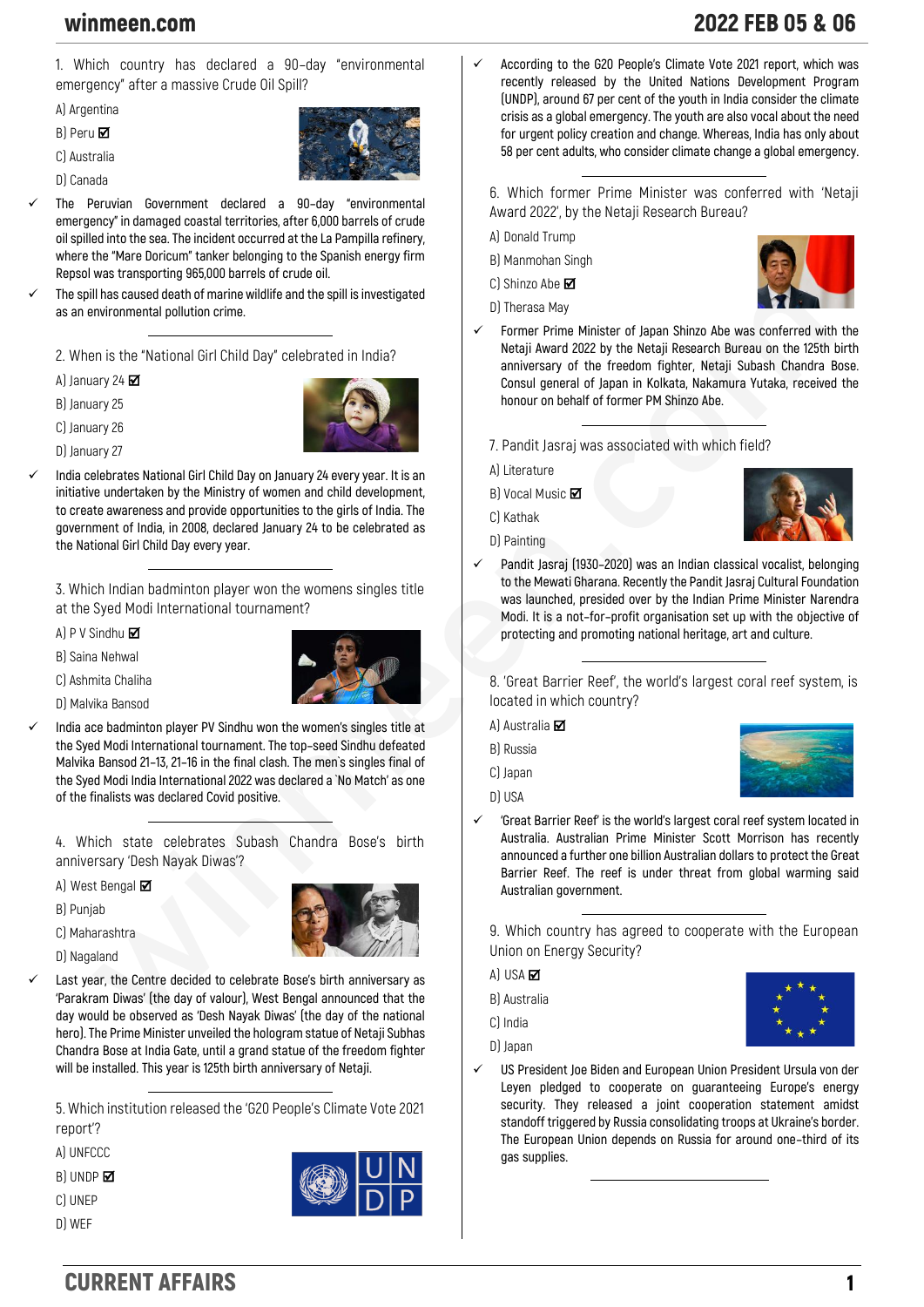1. Which country has declared a 90-day "environmental emergency" after a massive Crude Oil Spill?

A) Argentina

B) Peru ☑

C) Australia

D) Canada

✓ The Peruvian Government declared a 90-day "environmental emergency" in damaged coastal territories, after 6,000 barrels of crude oil spilled into the sea. The incident occurred at the La Pampilla refinery, where the "Mare Doricum" tanker belonging to the Spanish energy firm Repsol was transporting 965,000 barrels of crude oil.

✓ The spill has caused death of marine wildlife and the spill is investigated as an environmental pollution crime.

---

2. When is the "National Girl Child Day" celebrated in India?

A) January 24 ☑

B) January 25

C) January 26

D) January 27

✓ India celebrates National Girl Child Day on January 24 every year. It is an initiative undertaken by the Ministry of women and child development, to create awareness and provide opportunities to the girls of India. The government of India, in 2008, declared January 24 to be celebrated as the National Girl Child Day every year.

---

3. Which Indian badminton player won the womens singles title at the Syed Modi International tournament?

A) P V Sindhu ☑

B) Saina Nehwal

C) Ashmita Chaliha

D) Malvika Bansod

✓ India ace badminton player PV Sindhu won the women's singles title at the Syed Modi International tournament. The top-seed Sindhu defeated Malvika Bansod 21-13, 21-16 in the final clash. The men`s singles final of the Syed Modi India International 2022 was declared a 'No Match' as one of the finalists was declared Covid positive.

---

4. Which state celebrates Subash Chandra Bose's birth anniversary 'Desh Nayak Diwas'?

A) West Bengal ☑

B) Punjab

C) Maharashtra

D) Nagaland

✓ Last year, the Centre decided to celebrate Bose's birth anniversary as 'Parakram Diwas' (the day of valour), West Bengal announced that the day would be observed as 'Desh Nayak Diwas' (the day of the national hero). The Prime Minister unveiled the hologram statue of Netaji Subhas Chandra Bose at India Gate, until a grand statue of the freedom fighter will be installed. This year is 125th birth anniversary of Netaji.

---

5. Which institution released the 'G20 People's Climate Vote 2021 report'?

A) UNFCCC

B) UNDP ☑

C) UNEP

D) WEF

✓ According to the G20 People's Climate Vote 2021 report, which was recently released by the United Nations Development Program (UNDP), around 67 per cent of the youth in India consider the climate crisis as a global emergency. The youth are also vocal about the need for urgent policy creation and change. Whereas, India has only about 58 per cent adults, who consider climate change a global emergency.

---

6. Which former Prime Minister was conferred with 'Netaji Award 2022', by the Netaji Research Bureau?

A) Donald Trump

B) Manmohan Singh

C) Shinzo Abe ☑

D) Therasa May

✓ Former Prime Minister of Japan Shinzo Abe was conferred with the Netaji Award 2022 by the Netaji Research Bureau on the 125th birth anniversary of the freedom fighter, Netaji Subash Chandra Bose. Consul general of Japan in Kolkata, Nakamura Yutaka, received the honour on behalf of former PM Shinzo Abe.

---

7. Pandit Jasraj was associated with which field?

A) Literature

B) Vocal Music ☑

C) Kathak

D) Painting

✓ Pandit Jasraj (1930-2020) was an Indian classical vocalist, belonging to the Mewati Gharana. Recently the Pandit Jasraj Cultural Foundation was launched, presided over by the Indian Prime Minister Narendra Modi. It is a not-for-profit organisation set up with the objective of protecting and promoting national heritage, art and culture.

---

8. 'Great Barrier Reef', the world's largest coral reef system, is located in which country?

A) Australia ☑

B) Russia

C) Japan

D) USA

✓ 'Great Barrier Reef' is the world's largest coral reef system located in Australia. Australian Prime Minister Scott Morrison has recently announced a further one billion Australian dollars to protect the Great Barrier Reef. The reef is under threat from global warming said Australian government.

---

9. Which country has agreed to cooperate with the European Union on Energy Security?

A) USA ☑

B) Australia

C) India

D) Japan

✓ US President Joe Biden and European Union President Ursula von der Leyen pledged to cooperate on guaranteeing Europe's energy security. They released a joint cooperation statement amidst standoff triggered by Russia consolidating troops at Ukraine's border. The European Union depends on Russia for around one-third of its gas supplies.

---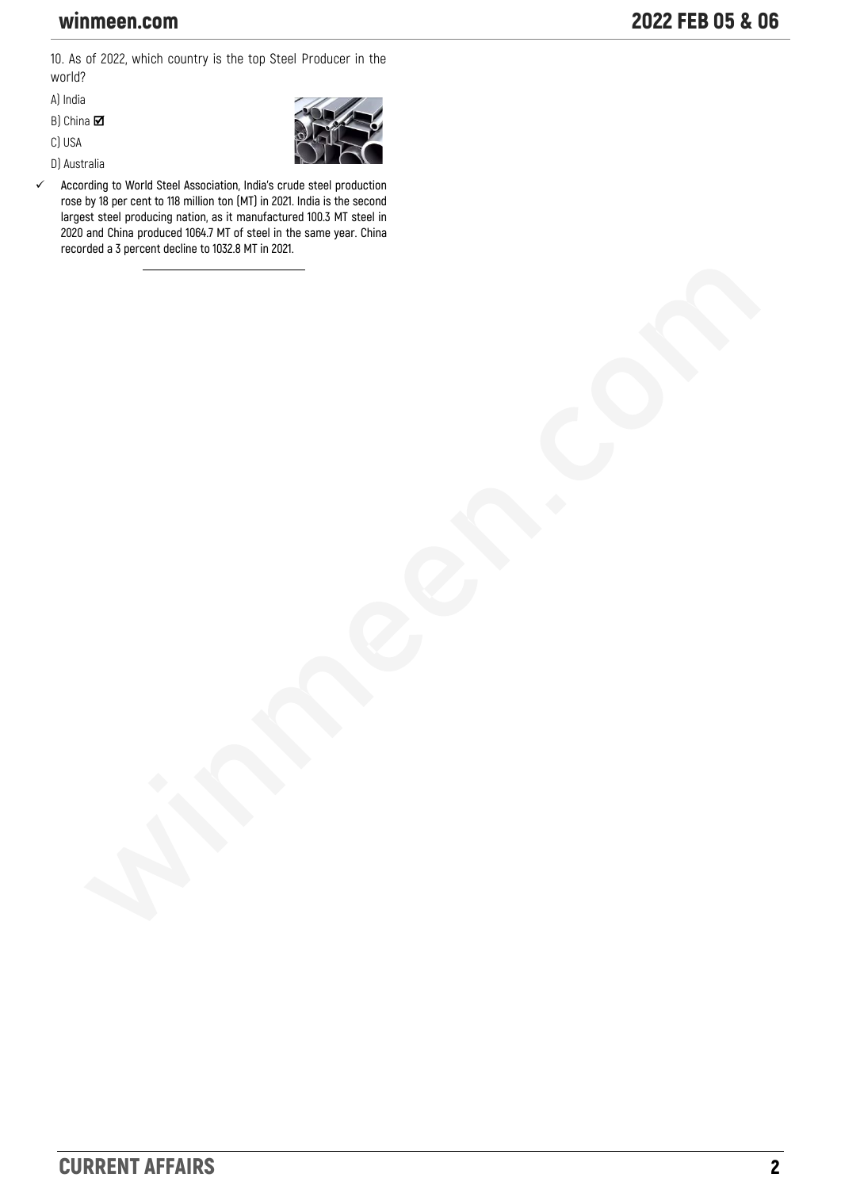10. As of 2022, which country is the top Steel Producer in the world?

A) India

B) China ☑

C) USA

D) Australia

✓ According to World Steel Association, India's crude steel production rose by 18 per cent to 118 million ton (MT) in 2021. India is the second largest steel producing nation, as it manufactured 100.3 MT steel in 2020 and China produced 1064.7 MT of steel in the same year. China recorded a 3 percent decline to 1032.8 MT in 2021.